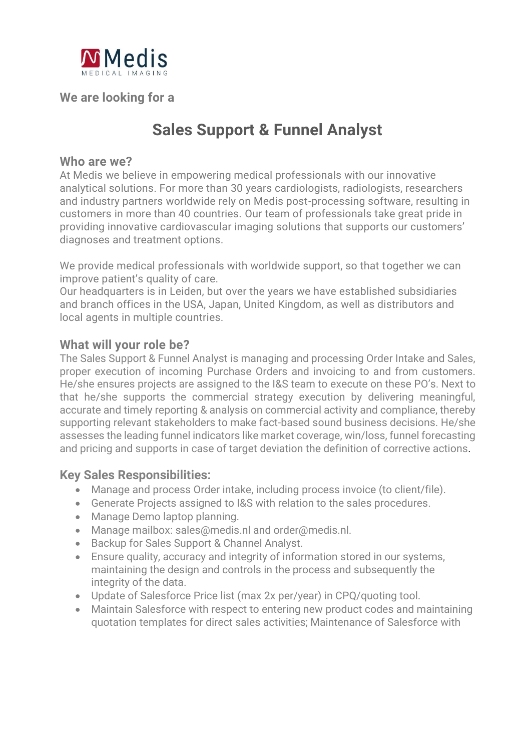**We are looking for a**

# Sales Support & Funnel Analyst

## Who are we?

At Medis we believe in empowering medical professionals with our innovative analytical solutions. For more than 30 years cardiologists, radiologists, researchers and industry partners worldwide rely on Medis post-processing software, resulting in customers in more than 40 countries. Our team of professionals take great pride in providing innovative cardiovascular imaging solutions that supports our customers' diagnoses and treatment options.

We provide medical professionals with worldwide support, so that together we can improve patient's quality of care.
Our headquarters is in Leiden, but over the years we have established subsidiaries and branch offices in the USA, Japan, United Kingdom, as well as distributors and local agents in multiple countries.

## What will your role be?

The Sales Support & Funnel Analyst is managing and processing Order Intake and Sales, proper execution of incoming Purchase Orders and invoicing to and from customers. He/she ensures projects are assigned to the I&S team to execute on these PO's. Next to that he/she supports the commercial strategy execution by delivering meaningful, accurate and timely reporting & analysis on commercial activity and compliance, thereby supporting relevant stakeholders to make fact-based sound business decisions. He/she assesses the leading funnel indicators like market coverage, win/loss, funnel forecasting and pricing and supports in case of target deviation the definition of corrective actions.

## Key Sales Responsibilities:

- Manage and process Order intake, including process invoice (to client/file).
- Generate Projects assigned to I&S with relation to the sales procedures.
- Manage Demo laptop planning.
- Manage mailbox: sales@medis.nl and order@medis.nl.
- Backup for Sales Support & Channel Analyst.
- Ensure quality, accuracy and integrity of information stored in our systems, maintaining the design and controls in the process and subsequently the integrity of the data.
- Update of Salesforce Price list (max 2x per/year) in CPQ/quoting tool.
- Maintain Salesforce with respect to entering new product codes and maintaining quotation templates for direct sales activities; Maintenance of Salesforce with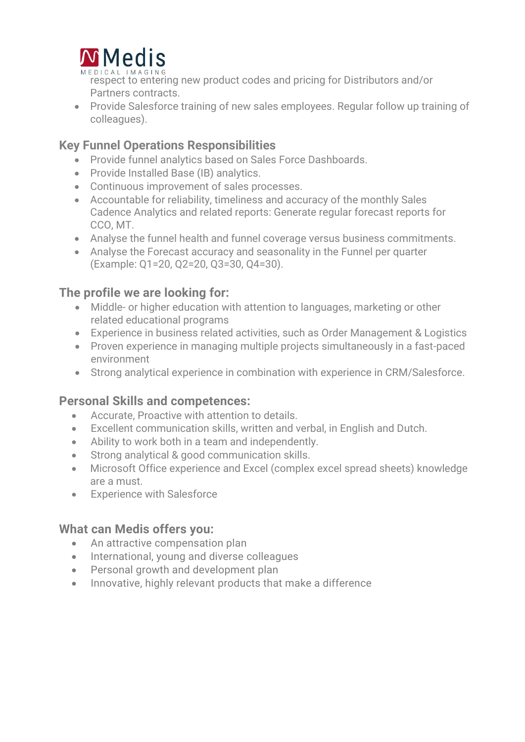respect to entering new product codes and pricing for Distributors and/or Partners contracts.

- Provide Salesforce training of new sales employees. Regular follow up training of colleagues).

## Key Funnel Operations Responsibilities

- Provide funnel analytics based on Sales Force Dashboards.
- Provide Installed Base (IB) analytics.
- Continuous improvement of sales processes.
- Accountable for reliability, timeliness and accuracy of the monthly Sales Cadence Analytics and related reports: Generate regular forecast reports for CCO, MT.
- Analyse the funnel health and funnel coverage versus business commitments.
- Analyse the Forecast accuracy and seasonality in the Funnel per quarter (Example: Q1=20, Q2=20, Q3=30, Q4=30).

## The profile we are looking for:

- Middle- or higher education with attention to languages, marketing or other related educational programs
- Experience in business related activities, such as Order Management & Logistics
- Proven experience in managing multiple projects simultaneously in a fast-paced environment
- Strong analytical experience in combination with experience in CRM/Salesforce.

## Personal Skills and competences:

- Accurate, Proactive with attention to details.
- Excellent communication skills, written and verbal, in English and Dutch.
- Ability to work both in a team and independently.
- Strong analytical & good communication skills.
- Microsoft Office experience and Excel (complex excel spread sheets) knowledge are a must.
- Experience with Salesforce

## What can Medis offers you:

- An attractive compensation plan
- International, young and diverse colleagues
- Personal growth and development plan
- Innovative, highly relevant products that make a difference